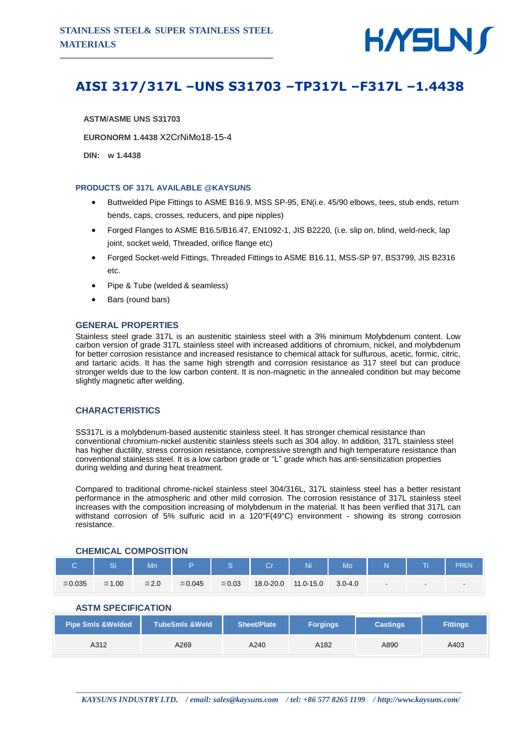# AISI 317/317L –UNS S31703 –TP317L –F317L –1.4438

**ASTM/ASME UNS S31703**

**EURONORM 1.4438** X2CrNiMo18-15-4

**DIN: w 1.4438**

### PRODUCTS OF 317L AVAILABLE @KAYSUNS

- Buttwelded Pipe Fittings to ASME B16.9, MSS SP-95, EN(i.e. 45/90 elbows, tees, stub ends, return bends, caps, crosses, reducers, and pipe nipples)
- Forged Flanges to ASME B16.5/B16.47, EN1092-1, JIS B2220, (i.e. slip on, blind, weld-neck, lap joint, socket weld, Threaded, orifice flange etc)
- Forged Socket-weld Fittings, Threaded Fittings to ASME B16.11, MSS-SP 97, BS3799, JIS B2316 etc.
- Pipe & Tube (welded & seamless)
- Bars (round bars)

## GENERAL PROPERTIES

Stainless steel grade 317L is an austenitic stainless steel with a 3% minimum Molybdenum content. Low carbon version of grade 317L stainless steel with increased additions of chromium, nickel, and molybdenum for better corrosion resistance and increased resistance to chemical attack for sulfurous, acetic, formic, citric, and tartaric acids. It has the same high strength and corrosion resistance as 317 steel but can produce stronger welds due to the low carbon content. It is non-magnetic in the annealed condition but may become slightly magnetic after welding.

## CHARACTERISTICS

SS317L is a molybdenum-based austenitic stainless steel. It has stronger chemical resistance than conventional chromium-nickel austenitic stainless steels such as 304 alloy. In addition, 317L stainless steel has higher ductility, stress corrosion resistance, compressive strength and high temperature resistance than conventional stainless steel. It is a low carbon grade or "L" grade which has anti-sensitization properties during welding and during heat treatment.

Compared to traditional chrome-nickel stainless steel 304/316L, 317L stainless steel has a better resistant performance in the atmospheric and other mild corrosion. The corrosion resistance of 317L stainless steel increases with the composition increasing of molybdenum in the material. It has been verified that 317L can withstand corrosion of 5% sulfuric acid in a 120°F(49°C) environment - showing its strong corrosion resistance.

## CHEMICAL COMPOSITION

| C | Si | Mn | P | S | Cr | Ni | Mo | N | Ti | PREN |
|---|---|---|---|---|---|---|---|---|---|---|
| ≦0.035 | ≦1.00 | ≦2.0 | ≦0.045 | ≦0.03 | 18.0-20.0 | 11.0-15.0 | 3.0-4.0 | - | - | - |

## ASTM SPECIFICATION

| Pipe Smls &Welded | TubeSmls &Weld | Sheet/Plate | Forgings | Castings | Fittings |
|---|---|---|---|---|---|
| A312 | A269 | A240 | A182 | A890 | A403 |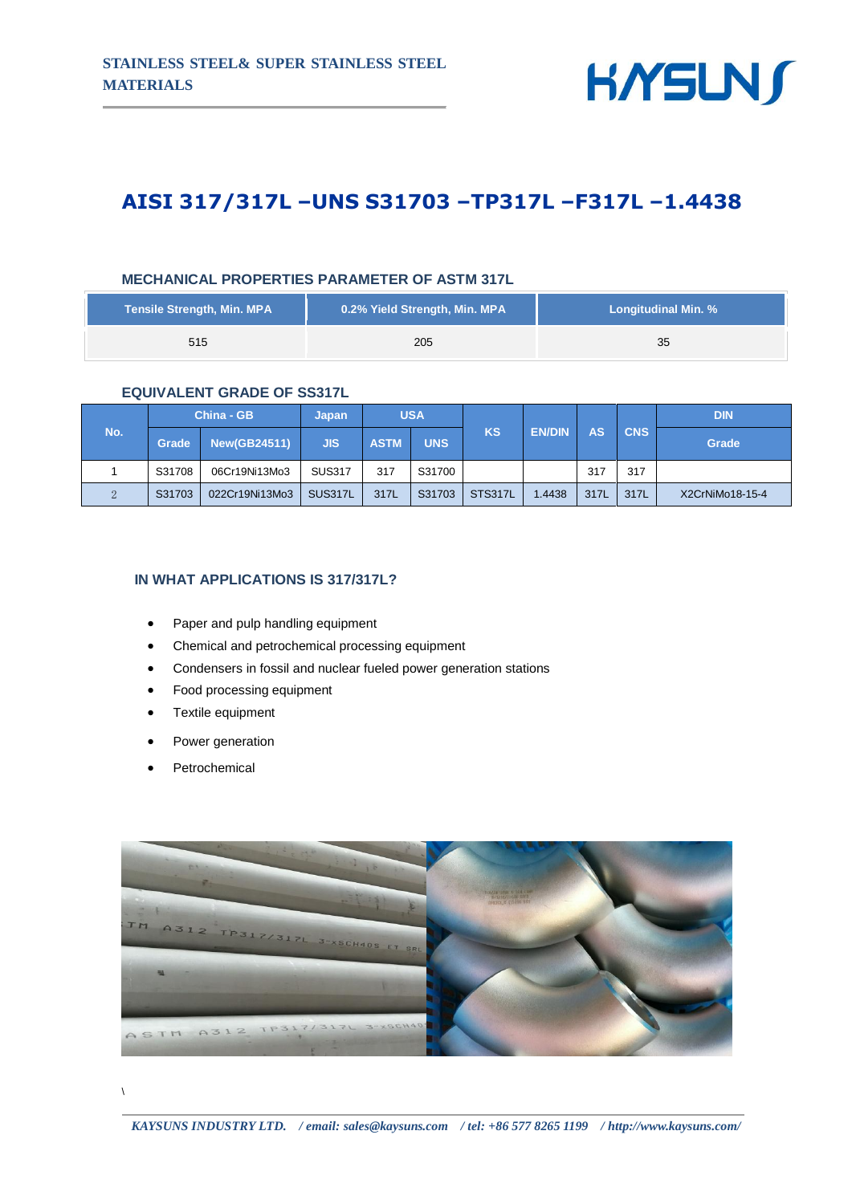STAINLESS STEEL& SUPER STAINLESS STEEL MATERIALS

# AISI 317/317L –UNS S31703 –TP317L –F317L –1.4438

## MECHANICAL PROPERTIES PARAMETER OF ASTM 317L

| Tensile Strength, Min. MPA | 0.2% Yield Strength, Min. MPA | Longitudinal Min. % |
|---|---|---|
| 515 | 205 | 35 |

## EQUIVALENT GRADE OF SS317L

| No. | China - GB | | Japan | USA | | KS | EN/DIN | AS | CNS | DIN |
|---|---|---|---|---|---|---|---|---|---|---|
| | Grade | New(GB24511) | JIS | ASTM | UNS | | | | | Grade |
| 1 | S31708 | 06Cr19Ni13Mo3 | SUS317 | 317 | S31700 | | | 317 | 317 | |
| 2 | S31703 | 022Cr19Ni13Mo3 | SUS317L | 317L | S31703 | STS317L | 1.4438 | 317L | 317L | X2CrNiMo18-15-4 |

## IN WHAT APPLICATIONS IS 317/317L?

- Paper and pulp handling equipment
- Chemical and petrochemical processing equipment
- Condensers in fossil and nuclear fueled power generation stations
- Food processing equipment
- Textile equipment
- Power generation
- Petrochemical

\